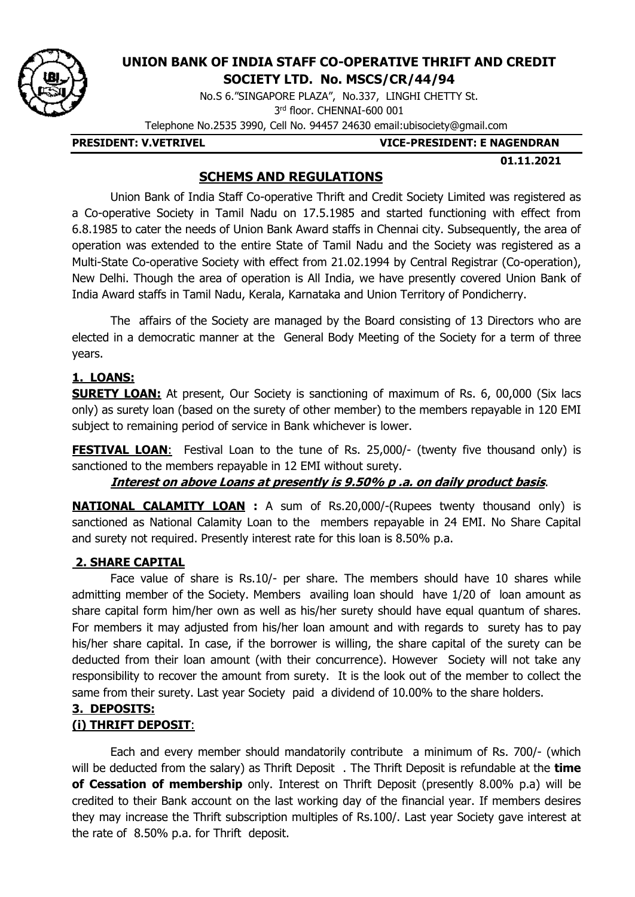# UNION BANK OF INDIA STAFF CO-OPERATIVE THRIFT AND CREDIT SOCIETY LTD. No. MSCS/CR/44/94

No.S 6."SINGAPORE PLAZA", No.337, LINGHI CHETTY St.
3rd floor. CHENNAI-600 001
Telephone No.2535 3990, Cell No. 94457 24630 email:ubisociety@gmail.com

**PRESIDENT: V.VETRIVEL** **VICE-PRESIDENT: E NAGENDRAN**

**01.11.2021**

## SCHEMS AND REGULATIONS

Union Bank of India Staff Co-operative Thrift and Credit Society Limited was registered as a Co-operative Society in Tamil Nadu on 17.5.1985 and started functioning with effect from 6.8.1985 to cater the needs of Union Bank Award staffs in Chennai city. Subsequently, the area of operation was extended to the entire State of Tamil Nadu and the Society was registered as a Multi-State Co-operative Society with effect from 21.02.1994 by Central Registrar (Co-operation), New Delhi. Though the area of operation is All India, we have presently covered Union Bank of India Award staffs in Tamil Nadu, Kerala, Karnataka and Union Territory of Pondicherry.

The affairs of the Society are managed by the Board consisting of 13 Directors who are elected in a democratic manner at the General Body Meeting of the Society for a term of three years.

### 1. LOANS:

**SURETY LOAN:** At present, Our Society is sanctioning of maximum of Rs. 6, 00,000 (Six lacs only) as surety loan (based on the surety of other member) to the members repayable in 120 EMI subject to remaining period of service in Bank whichever is lower.

**FESTIVAL LOAN**: Festival Loan to the tune of Rs. 25,000/- (twenty five thousand only) is sanctioned to the members repayable in 12 EMI without surety.

***Interest on above Loans at presently is 9.50% p .a. on daily product basis***.

**NATIONAL CALAMITY LOAN :** A sum of Rs.20,000/-(Rupees twenty thousand only) is sanctioned as National Calamity Loan to the members repayable in 24 EMI. No Share Capital and surety not required. Presently interest rate for this loan is 8.50% p.a.

### 2. SHARE CAPITAL

Face value of share is Rs.10/- per share. The members should have 10 shares while admitting member of the Society. Members availing loan should have 1/20 of loan amount as share capital form him/her own as well as his/her surety should have equal quantum of shares. For members it may adjusted from his/her loan amount and with regards to surety has to pay his/her share capital. In case, if the borrower is willing, the share capital of the surety can be deducted from their loan amount (with their concurrence). However Society will not take any responsibility to recover the amount from surety. It is the look out of the member to collect the same from their surety. Last year Society paid a dividend of 10.00% to the share holders.

### 3. DEPOSITS:

#### (i) THRIFT DEPOSIT:

Each and every member should mandatorily contribute a minimum of Rs. 700/- (which will be deducted from the salary) as Thrift Deposit . The Thrift Deposit is refundable at the **time of Cessation of membership** only. Interest on Thrift Deposit (presently 8.00% p.a) will be credited to their Bank account on the last working day of the financial year. If members desires they may increase the Thrift subscription multiples of Rs.100/. Last year Society gave interest at the rate of 8.50% p.a. for Thrift deposit.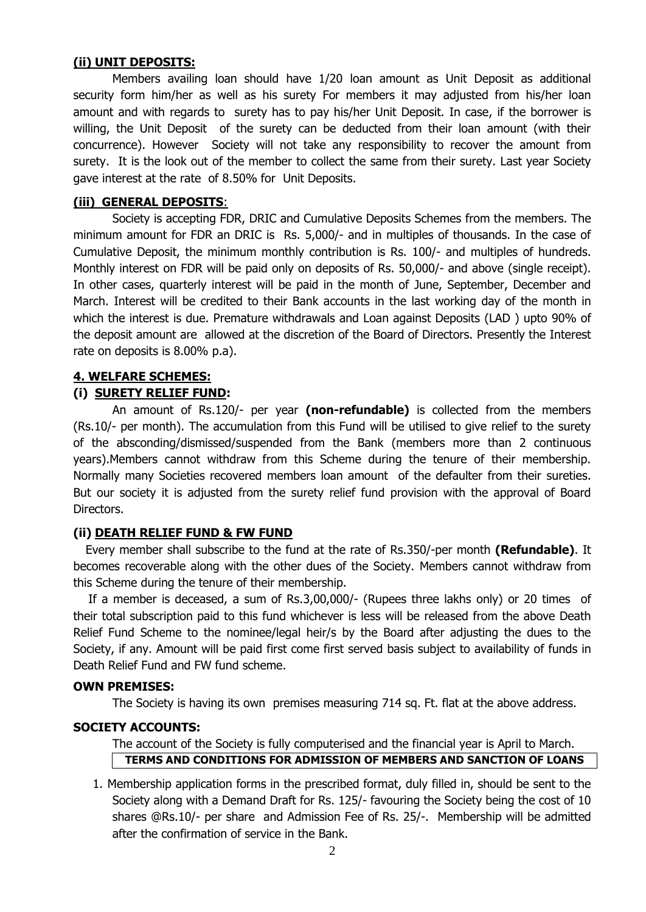### (ii) UNIT DEPOSITS:

Members availing loan should have 1/20 loan amount as Unit Deposit as additional security form him/her as well as his surety For members it may adjusted from his/her loan amount and with regards to surety has to pay his/her Unit Deposit. In case, if the borrower is willing, the Unit Deposit of the surety can be deducted from their loan amount (with their concurrence). However Society will not take any responsibility to recover the amount from surety. It is the look out of the member to collect the same from their surety. Last year Society gave interest at the rate of 8.50% for Unit Deposits.

### (iii) GENERAL DEPOSITS:

Society is accepting FDR, DRIC and Cumulative Deposits Schemes from the members. The minimum amount for FDR an DRIC is Rs. 5,000/- and in multiples of thousands. In the case of Cumulative Deposit, the minimum monthly contribution is Rs. 100/- and multiples of hundreds. Monthly interest on FDR will be paid only on deposits of Rs. 50,000/- and above (single receipt). In other cases, quarterly interest will be paid in the month of June, September, December and March. Interest will be credited to their Bank accounts in the last working day of the month in which the interest is due. Premature withdrawals and Loan against Deposits (LAD ) upto 90% of the deposit amount are allowed at the discretion of the Board of Directors. Presently the Interest rate on deposits is 8.00% p.a).

## 4. WELFARE SCHEMES:

### (i) SURETY RELIEF FUND:

An amount of Rs.120/- per year **(non-refundable)** is collected from the members (Rs.10/- per month). The accumulation from this Fund will be utilised to give relief to the surety of the absconding/dismissed/suspended from the Bank (members more than 2 continuous years).Members cannot withdraw from this Scheme during the tenure of their membership. Normally many Societies recovered members loan amount of the defaulter from their sureties. But our society it is adjusted from the surety relief fund provision with the approval of Board Directors.

### (ii) DEATH RELIEF FUND & FW FUND

Every member shall subscribe to the fund at the rate of Rs.350/-per month **(Refundable)**. It becomes recoverable along with the other dues of the Society. Members cannot withdraw from this Scheme during the tenure of their membership.

If a member is deceased, a sum of Rs.3,00,000/- (Rupees three lakhs only) or 20 times of their total subscription paid to this fund whichever is less will be released from the above Death Relief Fund Scheme to the nominee/legal heir/s by the Board after adjusting the dues to the Society, if any. Amount will be paid first come first served basis subject to availability of funds in Death Relief Fund and FW fund scheme.

### OWN PREMISES:

The Society is having its own premises measuring 714 sq. Ft. flat at the above address.

### SOCIETY ACCOUNTS:

The account of the Society is fully computerised and the financial year is April to March.

**TERMS AND CONDITIONS FOR ADMISSION OF MEMBERS AND SANCTION OF LOANS**

1. Membership application forms in the prescribed format, duly filled in, should be sent to the Society along with a Demand Draft for Rs. 125/- favouring the Society being the cost of 10 shares @Rs.10/- per share and Admission Fee of Rs. 25/-. Membership will be admitted after the confirmation of service in the Bank.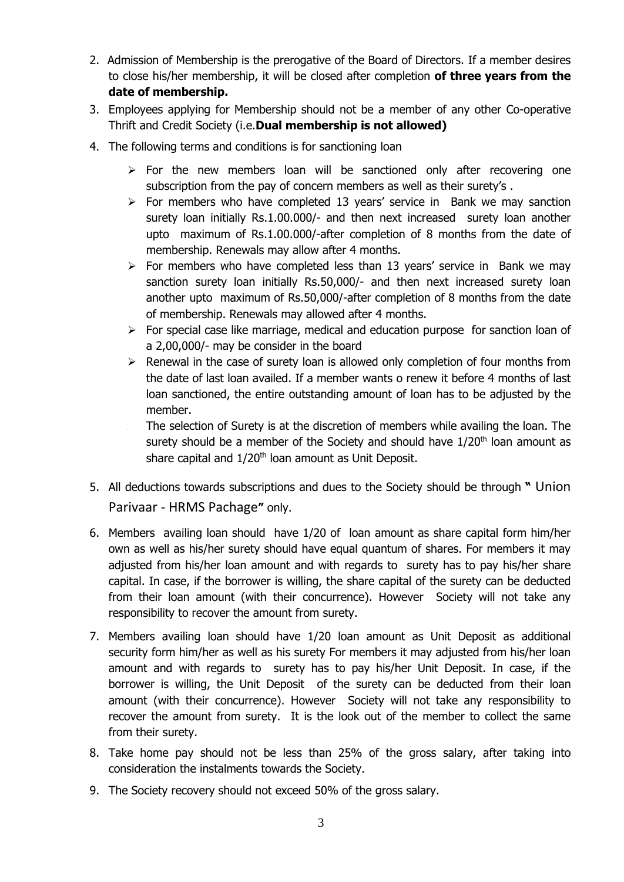2. Admission of Membership is the prerogative of the Board of Directors. If a member desires to close his/her membership, it will be closed after completion **of three years from the date of membership.**
3. Employees applying for Membership should not be a member of any other Co-operative Thrift and Credit Society (i.e.**Dual membership is not allowed)**
4. The following terms and conditions is for sanctioning loan
   - For the new members loan will be sanctioned only after recovering one subscription from the pay of concern members as well as their surety's .
   - For members who have completed 13 years' service in Bank we may sanction surety loan initially Rs.1.00.000/- and then next increased surety loan another upto maximum of Rs.1.00.000/-after completion of 8 months from the date of membership. Renewals may allow after 4 months.
   - For members who have completed less than 13 years' service in Bank we may sanction surety loan initially Rs.50,000/- and then next increased surety loan another upto maximum of Rs.50,000/-after completion of 8 months from the date of membership. Renewals may allowed after 4 months.
   - For special case like marriage, medical and education purpose for sanction loan of a 2,00,000/- may be consider in the board
   - Renewal in the case of surety loan is allowed only completion of four months from the date of last loan availed. If a member wants o renew it before 4 months of last loan sanctioned, the entire outstanding amount of loan has to be adjusted by the member.
   - The selection of Surety is at the discretion of members while availing the loan. The surety should be a member of the Society and should have 1/20th loan amount as share capital and 1/20th loan amount as Unit Deposit.
5. All deductions towards subscriptions and dues to the Society should be through **"** Union Parivaar - HRMS Pachage**"** only.
6. Members availing loan should have 1/20 of loan amount as share capital form him/her own as well as his/her surety should have equal quantum of shares. For members it may adjusted from his/her loan amount and with regards to surety has to pay his/her share capital. In case, if the borrower is willing, the share capital of the surety can be deducted from their loan amount (with their concurrence). However Society will not take any responsibility to recover the amount from surety.
7. Members availing loan should have 1/20 loan amount as Unit Deposit as additional security form him/her as well as his surety For members it may adjusted from his/her loan amount and with regards to surety has to pay his/her Unit Deposit. In case, if the borrower is willing, the Unit Deposit of the surety can be deducted from their loan amount (with their concurrence). However Society will not take any responsibility to recover the amount from surety. It is the look out of the member to collect the same from their surety.
8. Take home pay should not be less than 25% of the gross salary, after taking into consideration the instalments towards the Society.
9. The Society recovery should not exceed 50% of the gross salary.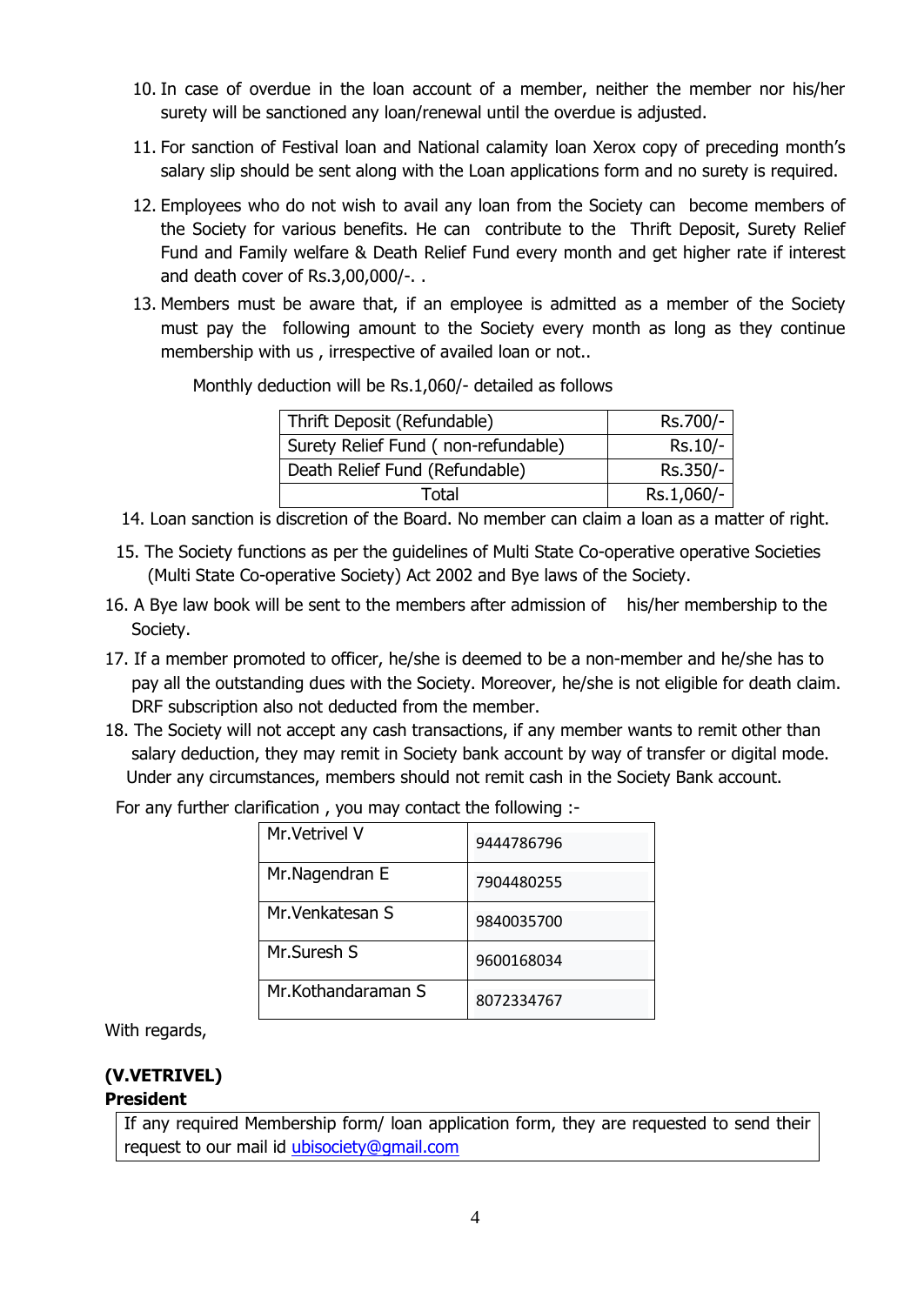10. In case of overdue in the loan account of a member, neither the member nor his/her surety will be sanctioned any loan/renewal until the overdue is adjusted.
11. For sanction of Festival loan and National calamity loan Xerox copy of preceding month's salary slip should be sent along with the Loan applications form and no surety is required.
12. Employees who do not wish to avail any loan from the Society can become members of the Society for various benefits. He can contribute to the Thrift Deposit, Surety Relief Fund and Family welfare & Death Relief Fund every month and get higher rate if interest and death cover of Rs.3,00,000/-. .
13. Members must be aware that, if an employee is admitted as a member of the Society must pay the following amount to the Society every month as long as they continue membership with us , irrespective of availed loan or not..

    Monthly deduction will be Rs.1,060/- detailed as follows

| | |
|---|---|
| Thrift Deposit (Refundable) | Rs.700/- |
| Surety Relief Fund ( non-refundable) | Rs.10/- |
| Death Relief Fund (Refundable) | Rs.350/- |
| Total | Rs.1,060/- |

14. Loan sanction is discretion of the Board. No member can claim a loan as a matter of right.
15. The Society functions as per the guidelines of Multi State Co-operative operative Societies (Multi State Co-operative Society) Act 2002 and Bye laws of the Society.
16. A Bye law book will be sent to the members after admission of his/her membership to the Society.
17. If a member promoted to officer, he/she is deemed to be a non-member and he/she has to pay all the outstanding dues with the Society. Moreover, he/she is not eligible for death claim. DRF subscription also not deducted from the member.
18. The Society will not accept any cash transactions, if any member wants to remit other than salary deduction, they may remit in Society bank account by way of transfer or digital mode. Under any circumstances, members should not remit cash in the Society Bank account.

For any further clarification , you may contact the following :-

| | |
|---|---|
| Mr.Vetrivel V | 9444786796 |
| Mr.Nagendran E | 7904480255 |
| Mr.Venkatesan S | 9840035700 |
| Mr.Suresh S | 9600168034 |
| Mr.Kothandaraman S | 8072334767 |

With regards,

**(V.VETRIVEL)**
**President**

If any required Membership form/ loan application form, they are requested to send their request to our mail id ubisociety@gmail.com